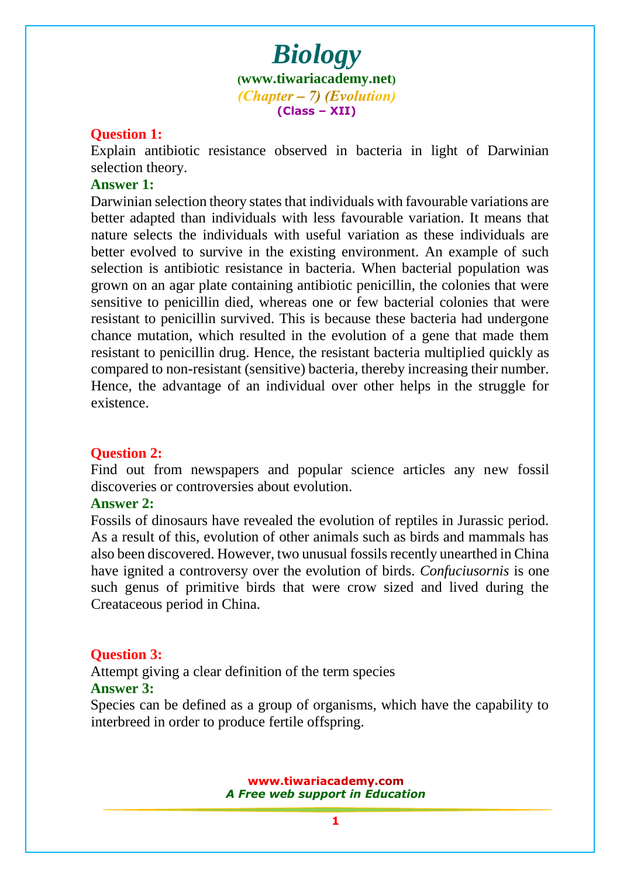# Biology

**(www.tiwariacademy.net)**

*(Chapter – 7) (Evolution)*

**(Class – XII)**

**Question 1:**

Explain antibiotic resistance observed in bacteria in light of Darwinian selection theory.

**Answer 1:**

Darwinian selection theory states that individuals with favourable variations are better adapted than individuals with less favourable variation. It means that nature selects the individuals with useful variation as these individuals are better evolved to survive in the existing environment. An example of such selection is antibiotic resistance in bacteria. When bacterial population was grown on an agar plate containing antibiotic penicillin, the colonies that were sensitive to penicillin died, whereas one or few bacterial colonies that were resistant to penicillin survived. This is because these bacteria had undergone chance mutation, which resulted in the evolution of a gene that made them resistant to penicillin drug. Hence, the resistant bacteria multiplied quickly as compared to non-resistant (sensitive) bacteria, thereby increasing their number. Hence, the advantage of an individual over other helps in the struggle for existence.

**Question 2:**

Find out from newspapers and popular science articles any new fossil discoveries or controversies about evolution.

**Answer 2:**

Fossils of dinosaurs have revealed the evolution of reptiles in Jurassic period. As a result of this, evolution of other animals such as birds and mammals has also been discovered. However, two unusual fossils recently unearthed in China have ignited a controversy over the evolution of birds. *Confuciusornis* is one such genus of primitive birds that were crow sized and lived during the Createaceous period in China.

**Question 3:**

Attempt giving a clear definition of the term species

**Answer 3:**

Species can be defined as a group of organisms, which have the capability to interbreed in order to produce fertile offspring.

**www.tiwariacademy.com**

*A Free web support in Education*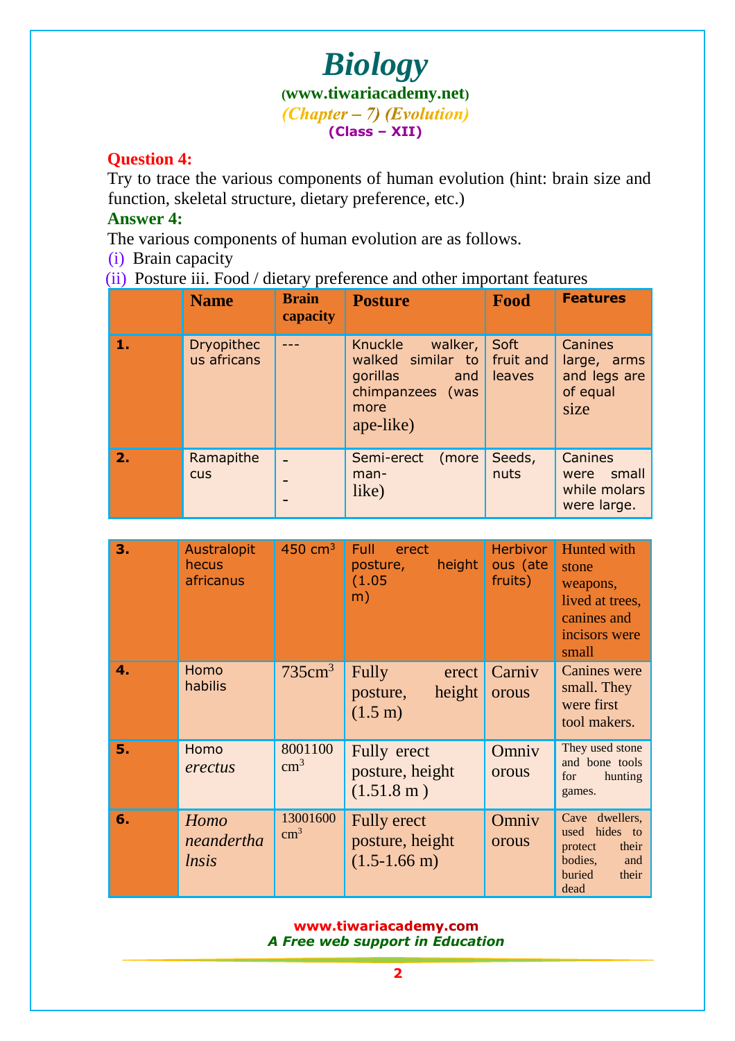**Question 4:**

Try to trace the various components of human evolution (hint: brain size and function, skeletal structure, dietary preference, etc.)

**Answer 4:**

The various components of human evolution are as follows.

(i) Brain capacity

(ii) Posture iii. Food / dietary preference and other important features

| | Name | Brain capacity | Posture | Food | Features |
|---|---|---|---|---|---|
| **1.** | Dryopithecus africans | --- | Knuckle walker, walked similar to gorillas and chimpanzees (was more ape-like) | Soft fruit and leaves | Canines large, arms and legs are of equal size |
| **2.** | Ramapithecus | --- | Semi-erect (more man-like) | Seeds, nuts | Canines were small while molars were large. |
| **3.** | Australopithecus africanus | 450 $cm^3$ | Full erect posture, height (1.05 m) | Herbivorous (ate fruits) | Hunted with stone weapons, lived at trees, canines and incisors were small |
| **4.** | Homo habilis | 735$cm^3$ | Fully erect posture, height (1.5 m) | Carnivorous | Canines were small. They were first tool makers. |
| **5.** | Homo *erectus* | 8001100 $cm^3$ | Fully erect posture, height (1.51.8 m ) | Omnivorous | They used stone and bone tools for hunting games. |
| **6.** | *Homo neanderthalnsis* | 13001600 $cm^3$ | Fully erect posture, height (1.5-1.66 m) | Omnivorous | Cave dwellers, used hides to protect their bodies, and buried their dead |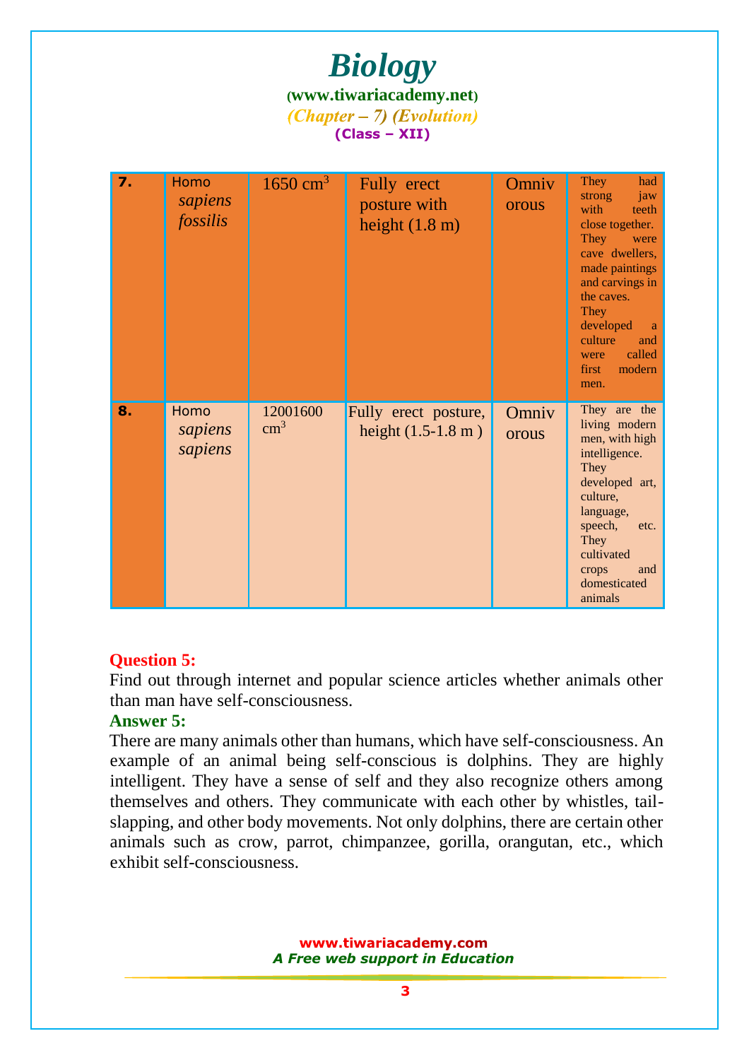| | | | | | |
|---|---|---|---|---|---|
| **7.** | Homo *sapiens fossilis* | 1650 $cm^3$ | Fully erect posture with height (1.8 m) | Omnivorous | They had strong jaw with teeth close together. They were cave dwellers, made paintings and carvings in the caves. They developed a culture and were called first modern men. |
| **8.** | Homo *sapiens sapiens* | 12001600 $cm^3$ | Fully erect posture, height (1.5-1.8 m ) | Omnivorous | They are the living modern men, with high intelligence. They developed art, culture, language, speech, etc. They cultivated crops and domesticated animals |

**Question 5:**

Find out through internet and popular science articles whether animals other than man have self-consciousness.

**Answer 5:**

There are many animals other than humans, which have self-consciousness. An example of an animal being self-conscious is dolphins. They are highly intelligent. They have a sense of self and they also recognize others among themselves and others. They communicate with each other by whistles, tail-slapping, and other body movements. Not only dolphins, there are certain other animals such as crow, parrot, chimpanzee, gorilla, orangutan, etc., which exhibit self-consciousness.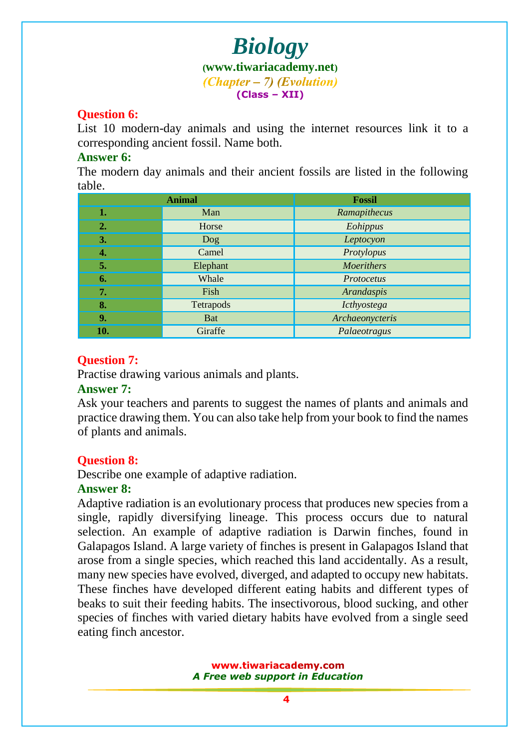**Question 6:**

List 10 modern-day animals and using the internet resources link it to a corresponding ancient fossil. Name both.

**Answer 6:**

The modern day animals and their ancient fossils are listed in the following table.

| Animal | | Fossil |
|---|---|---|
| **1.** | Man | *Ramapithecus* |
| **2.** | Horse | *Eohippus* |
| **3.** | Dog | *Leptocyon* |
| **4.** | Camel | *Protylopus* |
| **5.** | Elephant | *Moerithers* |
| **6.** | Whale | *Protocetus* |
| **7.** | Fish | *Arandaspis* |
| **8.** | Tetrapods | *Icthyostega* |
| **9.** | Bat | *Archaeonycteris* |
| **10.** | Giraffe | *Palaeotragus* |

**Question 7:**

Practise drawing various animals and plants.

**Answer 7:**

Ask your teachers and parents to suggest the names of plants and animals and practice drawing them. You can also take help from your book to find the names of plants and animals.

**Question 8:**

Describe one example of adaptive radiation.

**Answer 8:**

Adaptive radiation is an evolutionary process that produces new species from a single, rapidly diversifying lineage. This process occurs due to natural selection. An example of adaptive radiation is Darwin finches, found in Galapagos Island. A large variety of finches is present in Galapagos Island that arose from a single species, which reached this land accidentally. As a result, many new species have evolved, diverged, and adapted to occupy new habitats. These finches have developed different eating habits and different types of beaks to suit their feeding habits. The insectivorous, blood sucking, and other species of finches with varied dietary habits have evolved from a single seed eating finch ancestor.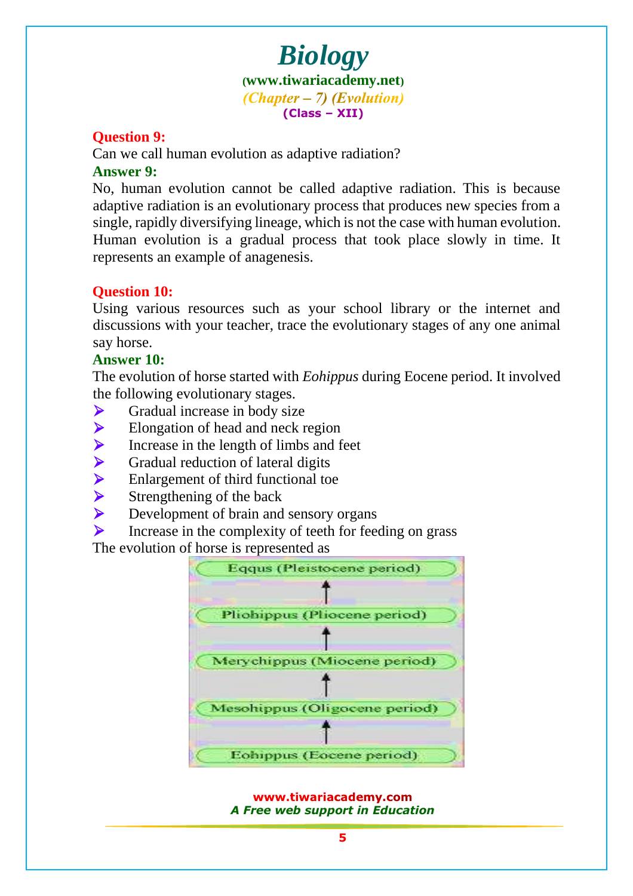**Question 9:**

Can we call human evolution as adaptive radiation?

**Answer 9:**

No, human evolution cannot be called adaptive radiation. This is because adaptive radiation is an evolutionary process that produces new species from a single, rapidly diversifying lineage, which is not the case with human evolution. Human evolution is a gradual process that took place slowly in time. It represents an example of anagenesis.

**Question 10:**

Using various resources such as your school library or the internet and discussions with your teacher, trace the evolutionary stages of any one animal say horse.

**Answer 10:**

The evolution of horse started with *Eohippus* during Eocene period. It involved the following evolutionary stages.

- Gradual increase in body size
- Elongation of head and neck region
- Increase in the length of limbs and feet
- Gradual reduction of lateral digits
- Enlargement of third functional toe
- Strengthening of the back
- Development of brain and sensory organs
- Increase in the complexity of teeth for feeding on grass

The evolution of horse is represented as

Eqqus (Pleistocene period)
↑
Pliohippus (Pliocene period)
↑
Merychippus (Miocene period)
↑
Mesohippus (Oligocene period)
↑
Eohippus (Eocene period)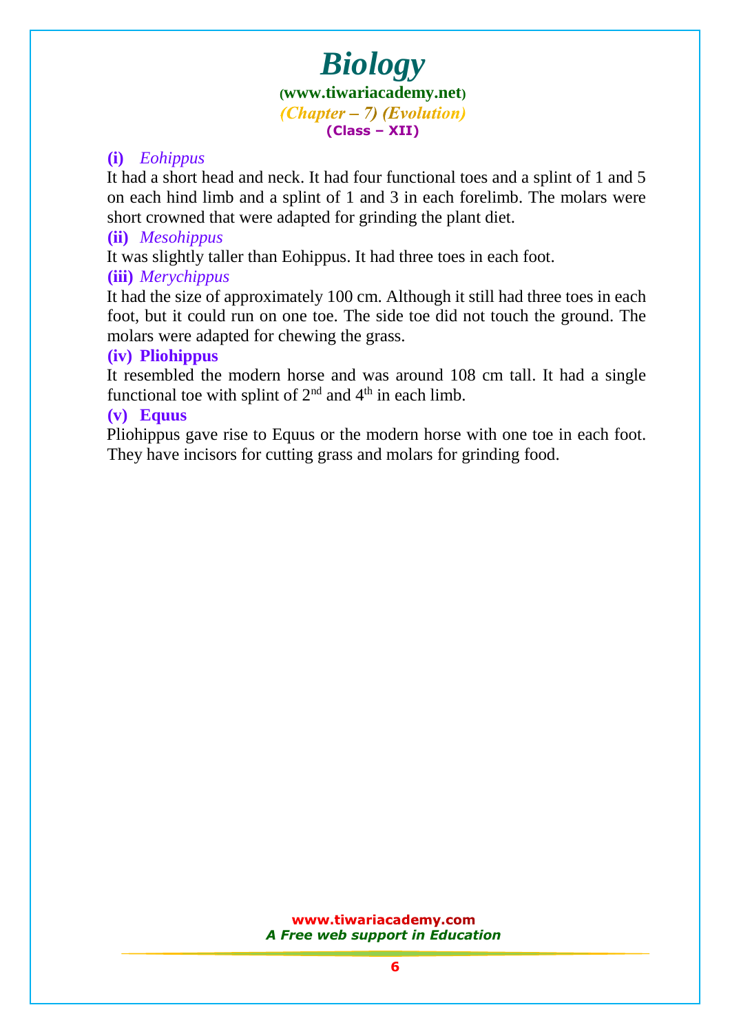**(i)** *Eohippus*

It had a short head and neck. It had four functional toes and a splint of 1 and 5 on each hind limb and a splint of 1 and 3 in each forelimb. The molars were short crowned that were adapted for grinding the plant diet.

**(ii)** *Mesohippus*

It was slightly taller than Eohippus. It had three toes in each foot.

**(iii)** *Merychippus*

It had the size of approximately 100 cm. Although it still had three toes in each foot, but it could run on one toe. The side toe did not touch the ground. The molars were adapted for chewing the grass.

**(iv) Pliohippus**

It resembled the modern horse and was around 108 cm tall. It had a single functional toe with splint of 2$^{nd}$ and 4$^{th}$ in each limb.

**(v) Equus**

Pliohippus gave rise to Equus or the modern horse with one toe in each foot. They have incisors for cutting grass and molars for grinding food.